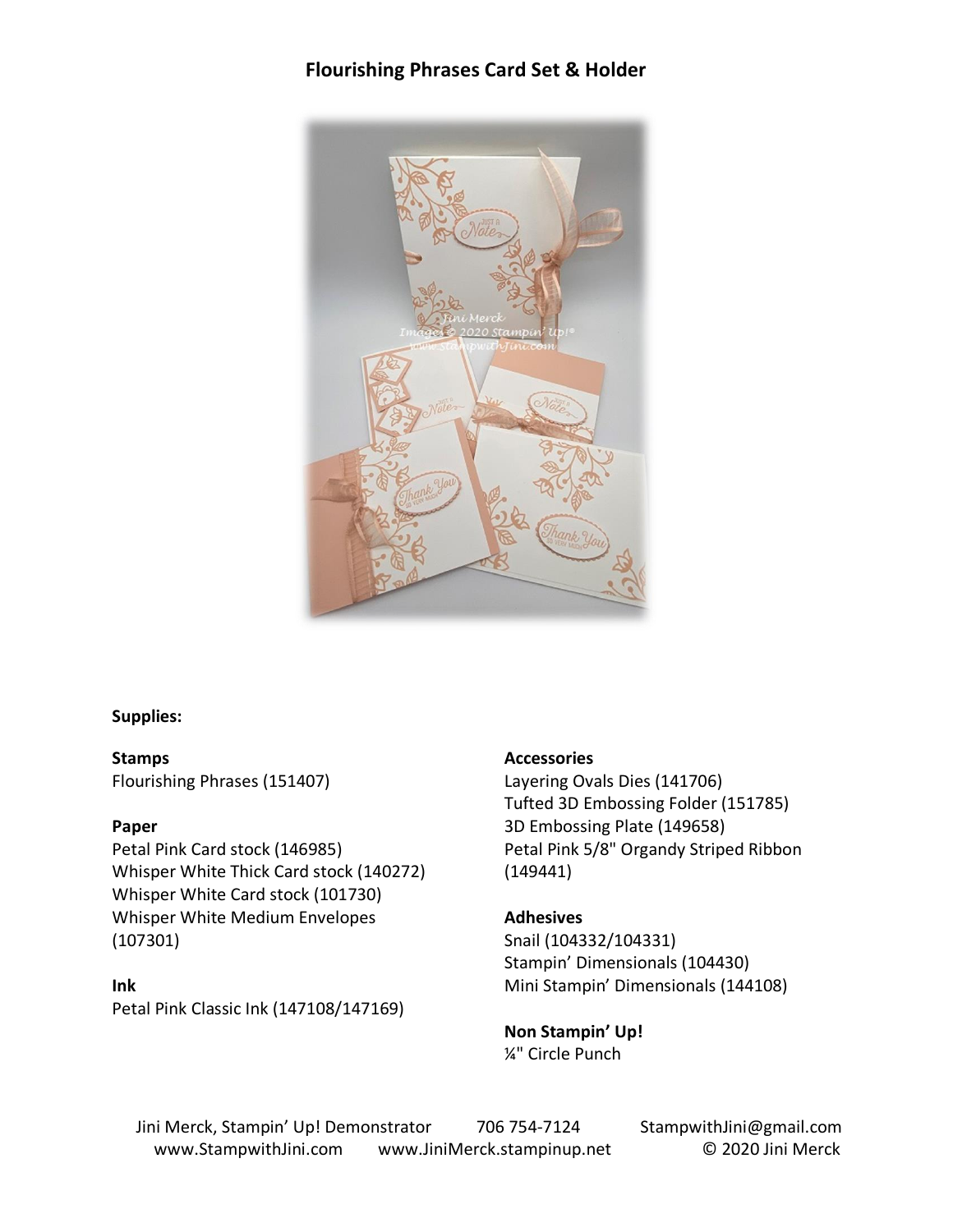# Flourishing Phrases Card Set & Holder

**Supplies:**

**Stamps**
Flourishing Phrases (151407)

**Paper**
Petal Pink Card stock (146985)
Whisper White Thick Card stock (140272)
Whisper White Card stock (101730)
Whisper White Medium Envelopes (107301)

**Ink**
Petal Pink Classic Ink (147108/147169)

**Accessories**
Layering Ovals Dies (141706)
Tufted 3D Embossing Folder (151785)
3D Embossing Plate (149658)
Petal Pink 5/8" Organdy Striped Ribbon (149441)

**Adhesives**
Snail (104332/104331)
Stampin' Dimensionals (104430)
Mini Stampin' Dimensionals (144108)

**Non Stampin' Up!**
¼" Circle Punch

Jini Merck, Stampin' Up! Demonstrator 706 754-7124 StampwithJini@gmail.com
www.StampwithJini.com www.JiniMerck.stampinup.net © 2020 Jini Merck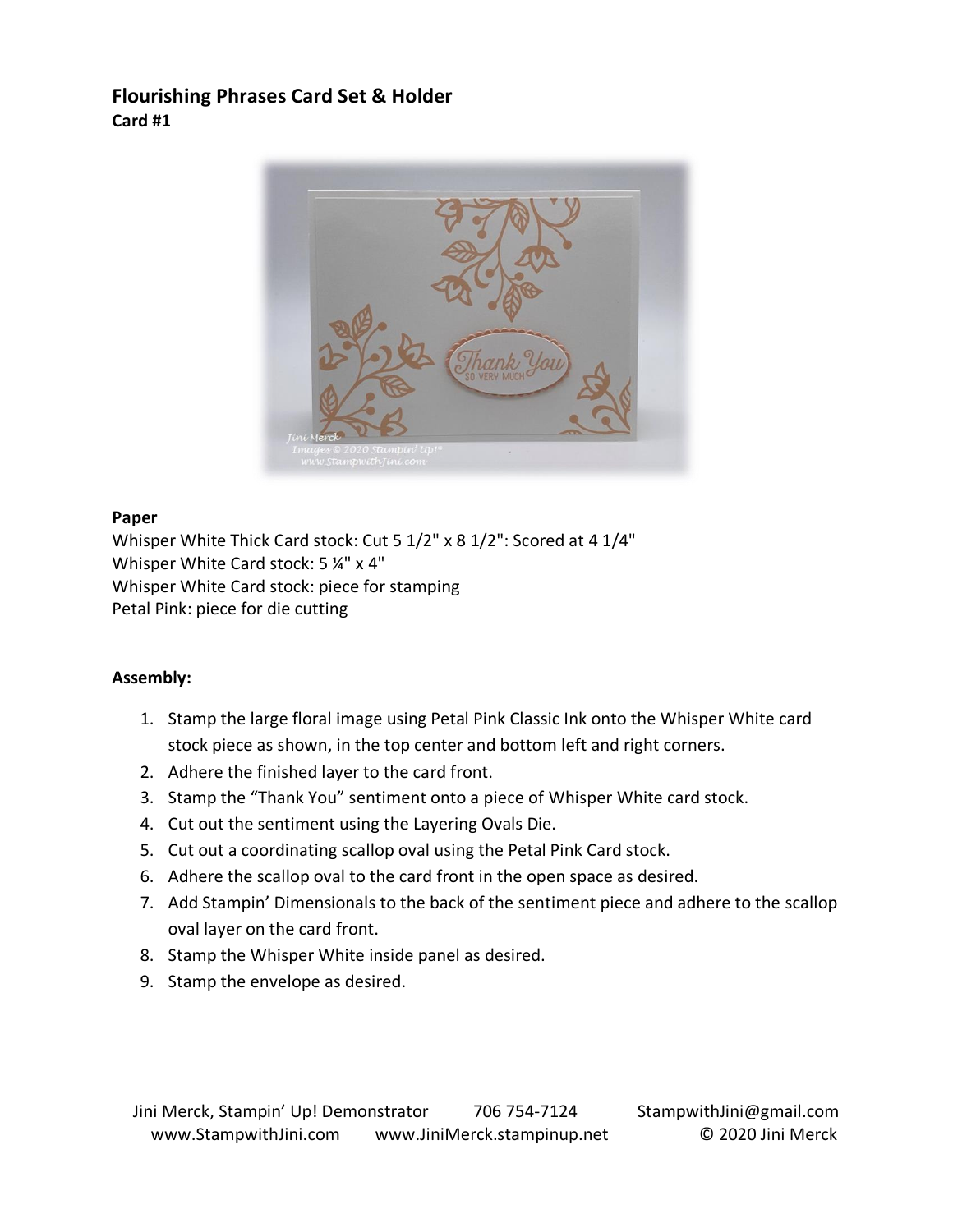## Flourishing Phrases Card Set & Holder

**Card #1**

**Paper**

Whisper White Thick Card stock: Cut 5 1/2" x 8 1/2": Scored at 4 1/4"
Whisper White Card stock: 5 ¼" x 4"
Whisper White Card stock: piece for stamping
Petal Pink: piece for die cutting

**Assembly:**

1. Stamp the large floral image using Petal Pink Classic Ink onto the Whisper White card stock piece as shown, in the top center and bottom left and right corners.
2. Adhere the finished layer to the card front.
3. Stamp the "Thank You" sentiment onto a piece of Whisper White card stock.
4. Cut out the sentiment using the Layering Ovals Die.
5. Cut out a coordinating scallop oval using the Petal Pink Card stock.
6. Adhere the scallop oval to the card front in the open space as desired.
7. Add Stampin' Dimensionals to the back of the sentiment piece and adhere to the scallop oval layer on the card front.
8. Stamp the Whisper White inside panel as desired.
9. Stamp the envelope as desired.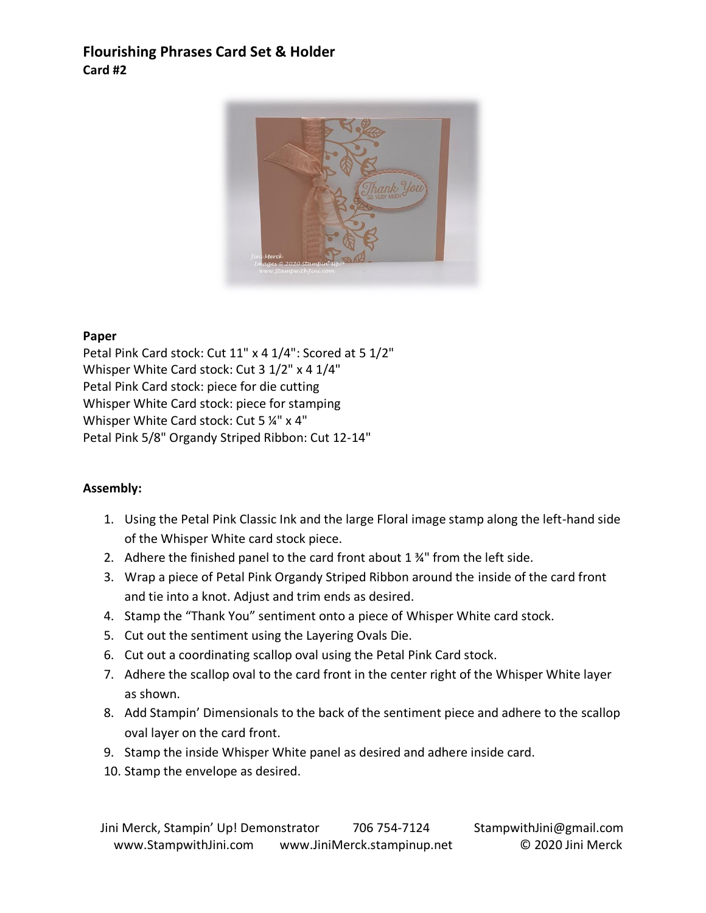## Flourishing Phrases Card Set & Holder

**Card #2**

**Paper**

Petal Pink Card stock: Cut 11" x 4 1/4": Scored at 5 1/2"
Whisper White Card stock: Cut 3 1/2" x 4 1/4"
Petal Pink Card stock: piece for die cutting
Whisper White Card stock: piece for stamping
Whisper White Card stock: Cut 5 ¼" x 4"
Petal Pink 5/8" Organdy Striped Ribbon: Cut 12-14"

**Assembly:**

1. Using the Petal Pink Classic Ink and the large Floral image stamp along the left-hand side of the Whisper White card stock piece.
2. Adhere the finished panel to the card front about 1 ¾" from the left side.
3. Wrap a piece of Petal Pink Organdy Striped Ribbon around the inside of the card front and tie into a knot. Adjust and trim ends as desired.
4. Stamp the "Thank You" sentiment onto a piece of Whisper White card stock.
5. Cut out the sentiment using the Layering Ovals Die.
6. Cut out a coordinating scallop oval using the Petal Pink Card stock.
7. Adhere the scallop oval to the card front in the center right of the Whisper White layer as shown.
8. Add Stampin' Dimensionals to the back of the sentiment piece and adhere to the scallop oval layer on the card front.
9. Stamp the inside Whisper White panel as desired and adhere inside card.
10. Stamp the envelope as desired.

Jini Merck, Stampin' Up! Demonstrator 706 754-7124 StampwithJini@gmail.com
www.StampwithJini.com www.JiniMerck.stampinup.net © 2020 Jini Merck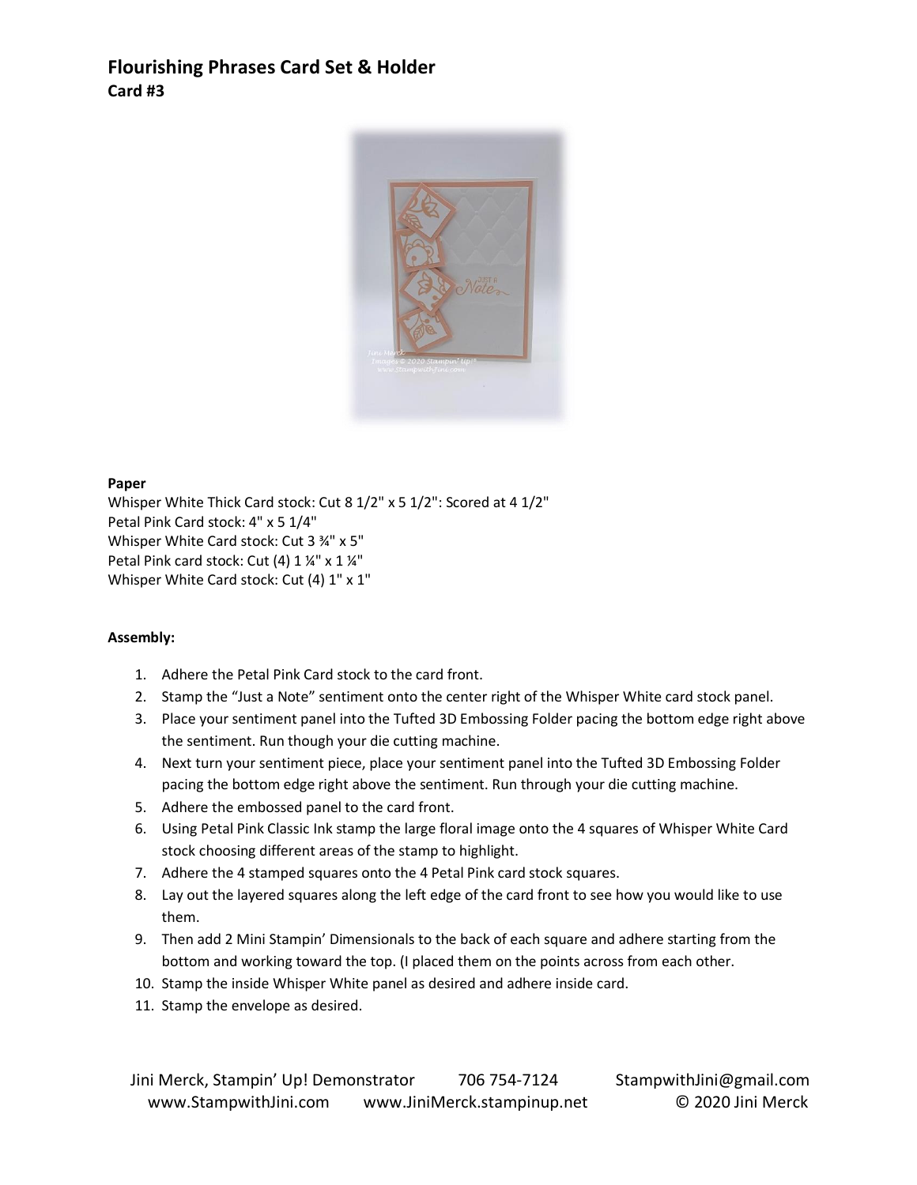## Flourishing Phrases Card Set & Holder

### Card #3

**Paper**

Whisper White Thick Card stock: Cut 8 1/2" x 5 1/2": Scored at 4 1/2"
Petal Pink Card stock: 4" x 5 1/4"
Whisper White Card stock: Cut 3 ¾" x 5"
Petal Pink card stock: Cut (4) 1 ¼" x 1 ¼"
Whisper White Card stock: Cut (4) 1" x 1"

**Assembly:**

1. Adhere the Petal Pink Card stock to the card front.
2. Stamp the "Just a Note" sentiment onto the center right of the Whisper White card stock panel.
3. Place your sentiment panel into the Tufted 3D Embossing Folder pacing the bottom edge right above the sentiment. Run though your die cutting machine.
4. Next turn your sentiment piece, place your sentiment panel into the Tufted 3D Embossing Folder pacing the bottom edge right above the sentiment. Run through your die cutting machine.
5. Adhere the embossed panel to the card front.
6. Using Petal Pink Classic Ink stamp the large floral image onto the 4 squares of Whisper White Card stock choosing different areas of the stamp to highlight.
7. Adhere the 4 stamped squares onto the 4 Petal Pink card stock squares.
8. Lay out the layered squares along the left edge of the card front to see how you would like to use them.
9. Then add 2 Mini Stampin' Dimensionals to the back of each square and adhere starting from the bottom and working toward the top. (I placed them on the points across from each other.
10. Stamp the inside Whisper White panel as desired and adhere inside card.
11. Stamp the envelope as desired.

Jini Merck, Stampin' Up! Demonstrator 706 754-7124 StampwithJini@gmail.com
www.StampwithJini.com www.JiniMerck.stampinup.net © 2020 Jini Merck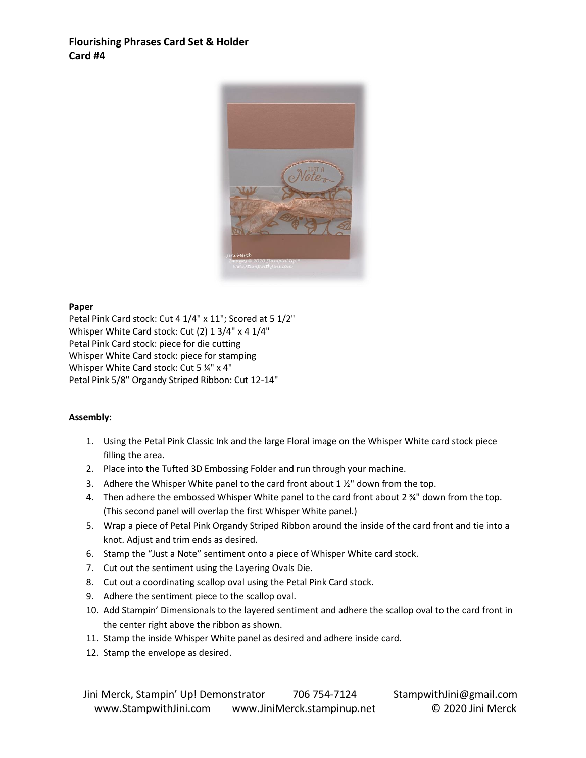**Flourishing Phrases Card Set & Holder**
**Card #4**

**Paper**

Petal Pink Card stock: Cut 4 1/4" x 11"; Scored at 5 1/2"
Whisper White Card stock: Cut (2) 1 3/4" x 4 1/4"
Petal Pink Card stock: piece for die cutting
Whisper White Card stock: piece for stamping
Whisper White Card stock: Cut 5 ¼" x 4"
Petal Pink 5/8" Organdy Striped Ribbon: Cut 12-14"

**Assembly:**

1. Using the Petal Pink Classic Ink and the large Floral image on the Whisper White card stock piece filling the area.
2. Place into the Tufted 3D Embossing Folder and run through your machine.
3. Adhere the Whisper White panel to the card front about 1 ½" down from the top.
4. Then adhere the embossed Whisper White panel to the card front about 2 ¾" down from the top. (This second panel will overlap the first Whisper White panel.)
5. Wrap a piece of Petal Pink Organdy Striped Ribbon around the inside of the card front and tie into a knot. Adjust and trim ends as desired.
6. Stamp the "Just a Note" sentiment onto a piece of Whisper White card stock.
7. Cut out the sentiment using the Layering Ovals Die.
8. Cut out a coordinating scallop oval using the Petal Pink Card stock.
9. Adhere the sentiment piece to the scallop oval.
10. Add Stampin' Dimensionals to the layered sentiment and adhere the scallop oval to the card front in the center right above the ribbon as shown.
11. Stamp the inside Whisper White panel as desired and adhere inside card.
12. Stamp the envelope as desired.

Jini Merck, Stampin' Up! Demonstrator 706 754-7124 StampwithJini@gmail.com
www.StampwithJini.com www.JiniMerck.stampinup.net © 2020 Jini Merck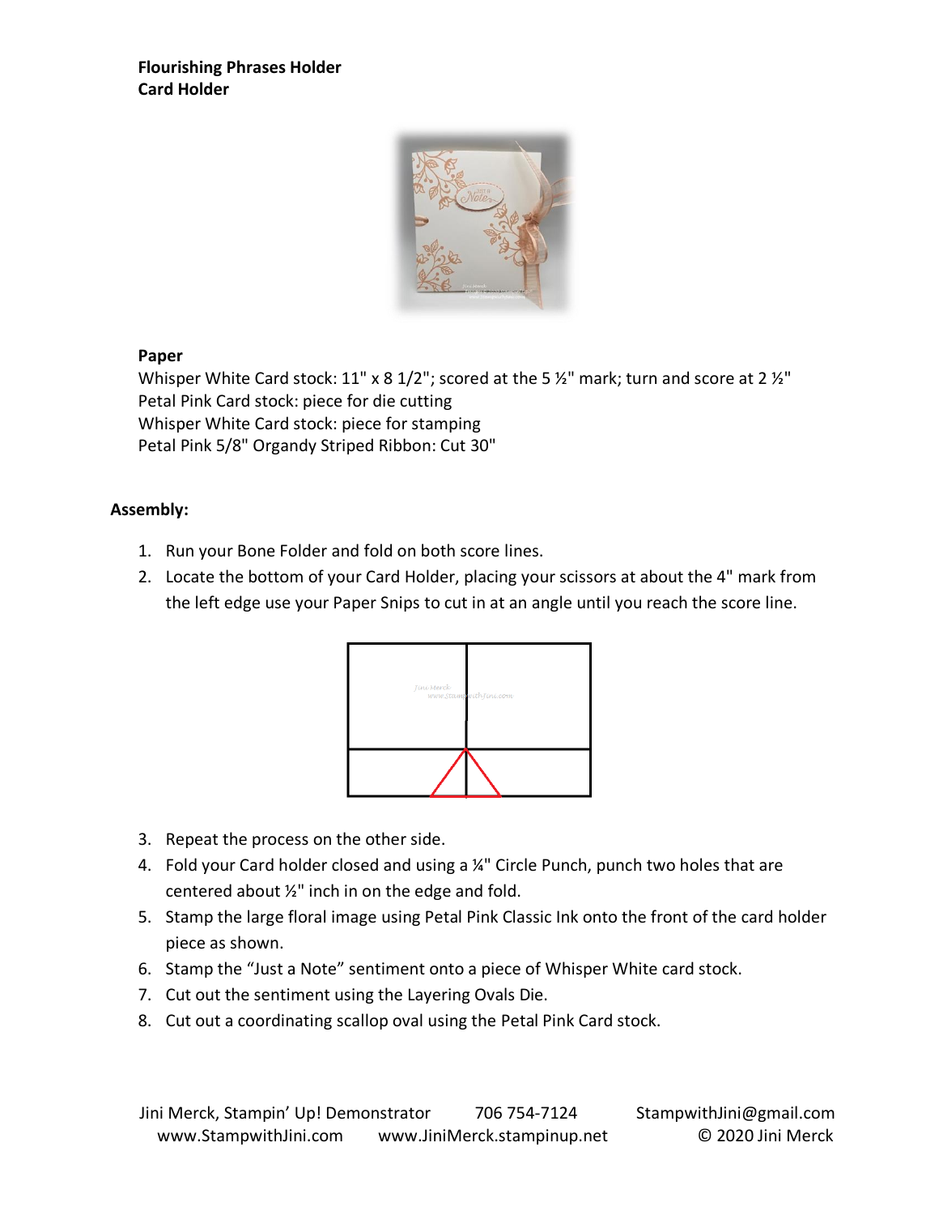**Flourishing Phrases Holder**
**Card Holder**

**Paper**

Whisper White Card stock: 11" x 8 1/2"; scored at the 5 ½" mark; turn and score at 2 ½"
Petal Pink Card stock: piece for die cutting
Whisper White Card stock: piece for stamping
Petal Pink 5/8" Organdy Striped Ribbon: Cut 30"

**Assembly:**

1. Run your Bone Folder and fold on both score lines.
2. Locate the bottom of your Card Holder, placing your scissors at about the 4" mark from the left edge use your Paper Snips to cut in at an angle until you reach the score line.
3. Repeat the process on the other side.
4. Fold your Card holder closed and using a ¼" Circle Punch, punch two holes that are centered about ½" inch in on the edge and fold.
5. Stamp the large floral image using Petal Pink Classic Ink onto the front of the card holder piece as shown.
6. Stamp the "Just a Note" sentiment onto a piece of Whisper White card stock.
7. Cut out the sentiment using the Layering Ovals Die.
8. Cut out a coordinating scallop oval using the Petal Pink Card stock.

Jini Merck, Stampin' Up! Demonstrator 706 754-7124 StampwithJini@gmail.com
www.StampwithJini.com www.JiniMerck.stampinup.net © 2020 Jini Merck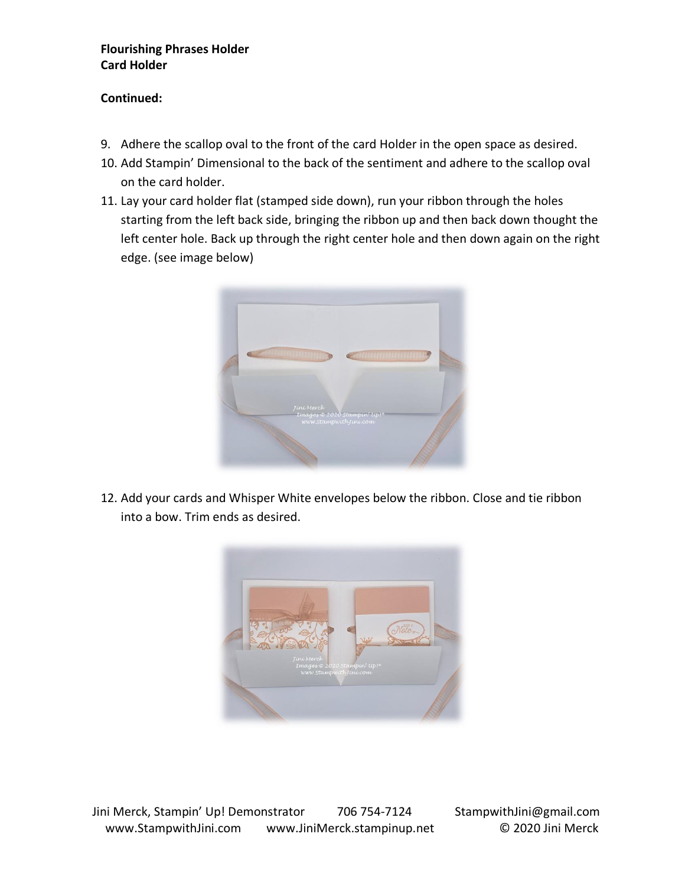**Flourishing Phrases Holder**
**Card Holder**

**Continued:**

9. Adhere the scallop oval to the front of the card Holder in the open space as desired.
10. Add Stampin' Dimensional to the back of the sentiment and adhere to the scallop oval on the card holder.
11. Lay your card holder flat (stamped side down), run your ribbon through the holes starting from the left back side, bringing the ribbon up and then back down thought the left center hole. Back up through the right center hole and then down again on the right edge. (see image below)
12. Add your cards and Whisper White envelopes below the ribbon. Close and tie ribbon into a bow. Trim ends as desired.